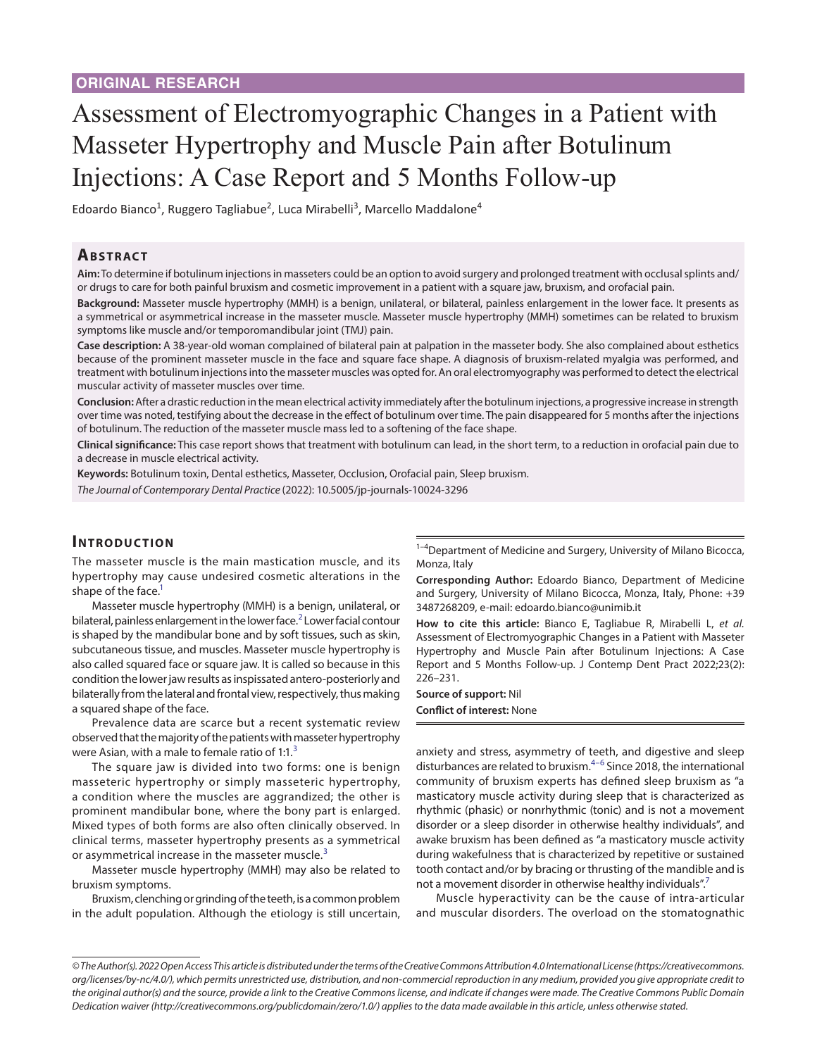ORIGINAL RESEARCH

# Assessment of Electromyographic Changes in a Patient with Masseter Hypertrophy and Muscle Pain after Botulinum Injections: A Case Report and 5 Months Follow-up

Edoardo Bianco[1], Ruggero Tagliabue[2], Luca Mirabelli[3], Marcello Maddalone[4]

## Abstract

**Aim:** To determine if botulinum injections in masseters could be an option to avoid surgery and prolonged treatment with occlusal splints and/or drugs to care for both painful bruxism and cosmetic improvement in a patient with a square jaw, bruxism, and orofacial pain.

**Background:** Masseter muscle hypertrophy (MMH) is a benign, unilateral, or bilateral, painless enlargement in the lower face. It presents as a symmetrical or asymmetrical increase in the masseter muscle. Masseter muscle hypertrophy (MMH) sometimes can be related to bruxism symptoms like muscle and/or temporomandibular joint (TMJ) pain.

**Case description:** A 38-year-old woman complained of bilateral pain at palpation in the masseter body. She also complained about esthetics because of the prominent masseter muscle in the face and square face shape. A diagnosis of bruxism-related myalgia was performed, and treatment with botulinum injections into the masseter muscles was opted for. An oral electromyography was performed to detect the electrical muscular activity of masseter muscles over time.

**Conclusion:** After a drastic reduction in the mean electrical activity immediately after the botulinum injections, a progressive increase in strength over time was noted, testifying about the decrease in the effect of botulinum over time. The pain disappeared for 5 months after the injections of botulinum. The reduction of the masseter muscle mass led to a softening of the face shape.

**Clinical significance:** This case report shows that treatment with botulinum can lead, in the short term, to a reduction in orofacial pain due to a decrease in muscle electrical activity.

**Keywords:** Botulinum toxin, Dental esthetics, Masseter, Occlusion, Orofacial pain, Sleep bruxism.

*The Journal of Contemporary Dental Practice* (2022): 10.5005/jp-journals-10024-3296

## Introduction

The masseter muscle is the main mastication muscle, and its hypertrophy may cause undesired cosmetic alterations in the shape of the face.[1]

Masseter muscle hypertrophy (MMH) is a benign, unilateral, or bilateral, painless enlargement in the lower face.[2] Lower facial contour is shaped by the mandibular bone and by soft tissues, such as skin, subcutaneous tissue, and muscles. Masseter muscle hypertrophy is also called squared face or square jaw. It is called so because in this condition the lower jaw results as inspissated antero-posteriorly and bilaterally from the lateral and frontal view, respectively, thus making a squared shape of the face.

Prevalence data are scarce but a recent systematic review observed that the majority of the patients with masseter hypertrophy were Asian, with a male to female ratio of 1:1.[3]

The square jaw is divided into two forms: one is benign masseteric hypertrophy or simply masseteric hypertrophy, a condition where the muscles are aggrandized; the other is prominent mandibular bone, where the bony part is enlarged. Mixed types of both forms are also often clinically observed. In clinical terms, masseter hypertrophy presents as a symmetrical or asymmetrical increase in the masseter muscle.[3]

Masseter muscle hypertrophy (MMH) may also be related to bruxism symptoms.

Bruxism, clenching or grinding of the teeth, is a common problem in the adult population. Although the etiology is still uncertain, anxiety and stress, asymmetry of teeth, and digestive and sleep disturbances are related to bruxism.[4–6] Since 2018, the international community of bruxism experts has defined sleep bruxism as "a masticatory muscle activity during sleep that is characterized as rhythmic (phasic) or nonrhythmic (tonic) and is not a movement disorder or a sleep disorder in otherwise healthy individuals", and awake bruxism has been defined as "a masticatory muscle activity during wakefulness that is characterized by repetitive or sustained tooth contact and/or by bracing or thrusting of the mandible and is not a movement disorder in otherwise healthy individuals".[7]

Muscle hyperactivity can be the cause of intra-articular and muscular disorders. The overload on the stomatognathic

[1–4]Department of Medicine and Surgery, University of Milano Bicocca, Monza, Italy

**Corresponding Author:** Edoardo Bianco, Department of Medicine and Surgery, University of Milano Bicocca, Monza, Italy, Phone: +39 3487268209, e-mail: edoardo.bianco@unimib.it

**How to cite this article:** Bianco E, Tagliabue R, Mirabelli L, *et al*. Assessment of Electromyographic Changes in a Patient with Masseter Hypertrophy and Muscle Pain after Botulinum Injections: A Case Report and 5 Months Follow-up. J Contemp Dent Pract 2022;23(2): 226–231.

**Source of support:** Nil

**Conflict of interest:** None

*© The Author(s). 2022 Open Access This article is distributed under the terms of the Creative Commons Attribution 4.0 International License (https://creativecommons.org/licenses/by-nc/4.0/), which permits unrestricted use, distribution, and non-commercial reproduction in any medium, provided you give appropriate credit to the original author(s) and the source, provide a link to the Creative Commons license, and indicate if changes were made. The Creative Commons Public Domain Dedication waiver (http://creativecommons.org/publicdomain/zero/1.0/) applies to the data made available in this article, unless otherwise stated.*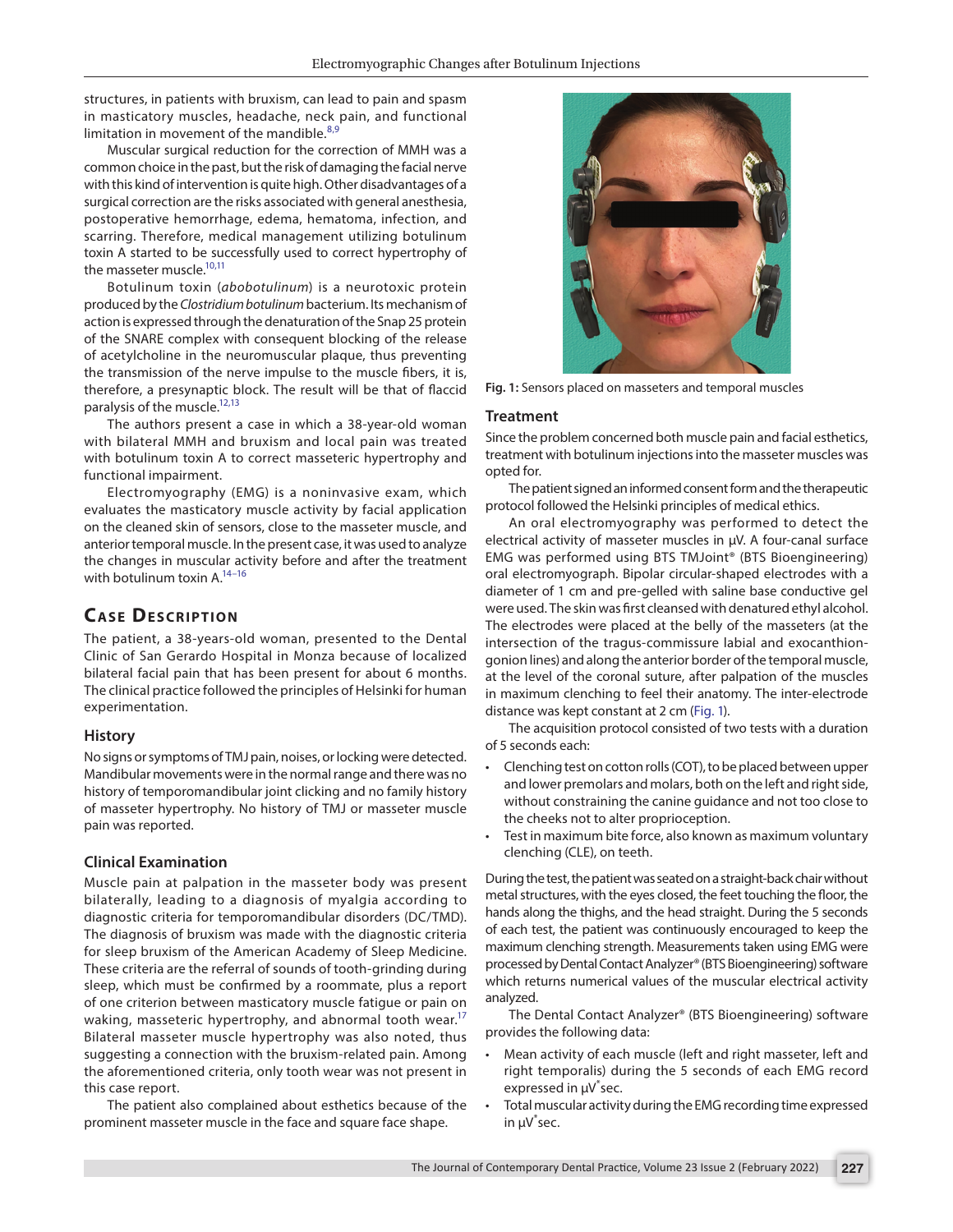structures, in patients with bruxism, can lead to pain and spasm in masticatory muscles, headache, neck pain, and functional limitation in movement of the mandible.[8,9]

Muscular surgical reduction for the correction of MMH was a common choice in the past, but the risk of damaging the facial nerve with this kind of intervention is quite high. Other disadvantages of a surgical correction are the risks associated with general anesthesia, postoperative hemorrhage, edema, hematoma, infection, and scarring. Therefore, medical management utilizing botulinum toxin A started to be successfully used to correct hypertrophy of the masseter muscle.[10,11]

Botulinum toxin (*abobotulinum*) is a neurotoxic protein produced by the *Clostridium botulinum* bacterium. Its mechanism of action is expressed through the denaturation of the Snap 25 protein of the SNARE complex with consequent blocking of the release of acetylcholine in the neuromuscular plaque, thus preventing the transmission of the nerve impulse to the muscle fibers, it is, therefore, a presynaptic block. The result will be that of flaccid paralysis of the muscle.[12,13]

The authors present a case in which a 38-year-old woman with bilateral MMH and bruxism and local pain was treated with botulinum toxin A to correct masseteric hypertrophy and functional impairment.

Electromyography (EMG) is a noninvasive exam, which evaluates the masticatory muscle activity by facial application on the cleaned skin of sensors, close to the masseter muscle, and anterior temporal muscle. In the present case, it was used to analyze the changes in muscular activity before and after the treatment with botulinum toxin A.[14–16]

## Case Description

The patient, a 38-years-old woman, presented to the Dental Clinic of San Gerardo Hospital in Monza because of localized bilateral facial pain that has been present for about 6 months. The clinical practice followed the principles of Helsinki for human experimentation.

### History

No signs or symptoms of TMJ pain, noises, or locking were detected. Mandibular movements were in the normal range and there was no history of temporomandibular joint clicking and no family history of masseter hypertrophy. No history of TMJ or masseter muscle pain was reported.

### Clinical Examination

Muscle pain at palpation in the masseter body was present bilaterally, leading to a diagnosis of myalgia according to diagnostic criteria for temporomandibular disorders (DC/TMD). The diagnosis of bruxism was made with the diagnostic criteria for sleep bruxism of the American Academy of Sleep Medicine. These criteria are the referral of sounds of tooth-grinding during sleep, which must be confirmed by a roommate, plus a report of one criterion between masticatory muscle fatigue or pain on waking, masseteric hypertrophy, and abnormal tooth wear.[17] Bilateral masseter muscle hypertrophy was also noted, thus suggesting a connection with the bruxism-related pain. Among the aforementioned criteria, only tooth wear was not present in this case report.

The patient also complained about esthetics because of the prominent masseter muscle in the face and square face shape.

**Fig. 1:** Sensors placed on masseters and temporal muscles

### Treatment

Since the problem concerned both muscle pain and facial esthetics, treatment with botulinum injections into the masseter muscles was opted for.

The patient signed an informed consent form and the therapeutic protocol followed the Helsinki principles of medical ethics.

An oral electromyography was performed to detect the electrical activity of masseter muscles in μV. A four-canal surface EMG was performed using BTS TMJoint® (BTS Bioengineering) oral electromyograph. Bipolar circular-shaped electrodes with a diameter of 1 cm and pre-gelled with saline base conductive gel were used. The skin was first cleansed with denatured ethyl alcohol. The electrodes were placed at the belly of the masseters (at the intersection of the tragus-commissure labial and exocanthion-gonion lines) and along the anterior border of the temporal muscle, at the level of the coronal suture, after palpation of the muscles in maximum clenching to feel their anatomy. The inter-electrode distance was kept constant at 2 cm (Fig. 1).

The acquisition protocol consisted of two tests with a duration of 5 seconds each:

- Clenching test on cotton rolls (COT), to be placed between upper and lower premolars and molars, both on the left and right side, without constraining the canine guidance and not too close to the cheeks not to alter proprioception.
- Test in maximum bite force, also known as maximum voluntary clenching (CLE), on teeth.

During the test, the patient was seated on a straight-back chair without metal structures, with the eyes closed, the feet touching the floor, the hands along the thighs, and the head straight. During the 5 seconds of each test, the patient was continuously encouraged to keep the maximum clenching strength. Measurements taken using EMG were processed by Dental Contact Analyzer® (BTS Bioengineering) software which returns numerical values of the muscular electrical activity analyzed.

The Dental Contact Analyzer® (BTS Bioengineering) software provides the following data:

- Mean activity of each muscle (left and right masseter, left and right temporalis) during the 5 seconds of each EMG record expressed in μV*sec.
- Total muscular activity during the EMG recording time expressed in μV*sec.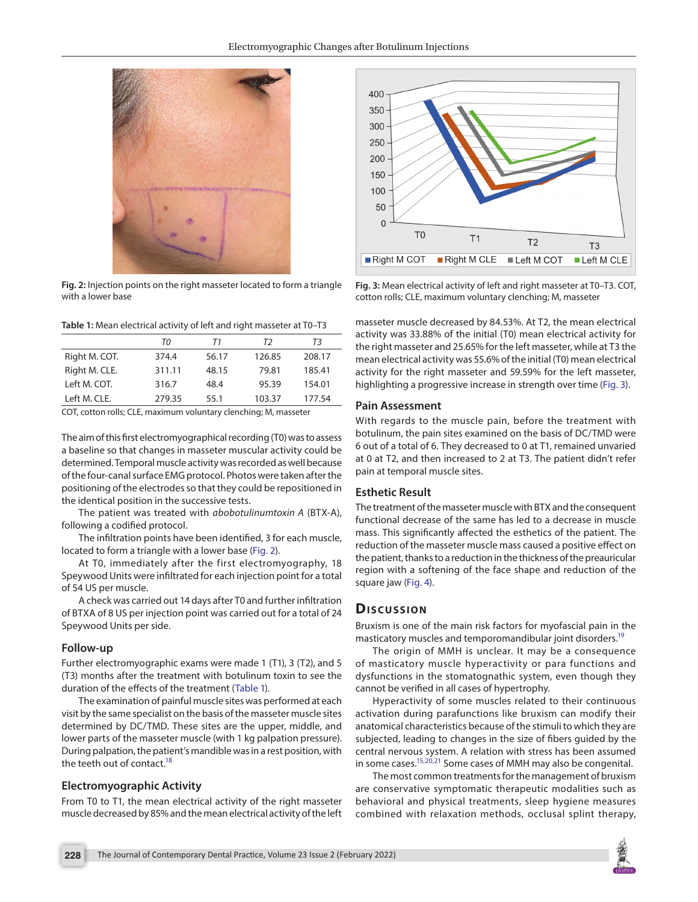Fig. 2: Injection points on the right masseter located to form a triangle with a lower base

Table 1: Mean electrical activity of left and right masseter at T0–T3

| | T0 | T1 | T2 | T3 |
|---|---|---|---|---|
| Right M. COT. | 374.4 | 56.17 | 126.85 | 208.17 |
| Right M. CLE. | 311.11 | 48.15 | 79.81 | 185.41 |
| Left M. COT. | 316.7 | 48.4 | 95.39 | 154.01 |
| Left M. CLE. | 279.35 | 55.1 | 103.37 | 177.54 |

COT, cotton rolls; CLE, maximum voluntary clenching; M, masseter

The aim of this first electromyographical recording (T0) was to assess a baseline so that changes in masseter muscular activity could be determined. Temporal muscle activity was recorded as well because of the four-canal surface EMG protocol. Photos were taken after the positioning of the electrodes so that they could be repositioned in the identical position in the successive tests.

The patient was treated with *abobotulinumtoxin A* (BTX-A), following a codified protocol.

The infiltration points have been identified, 3 for each muscle, located to form a triangle with a lower base (Fig. 2).

At T0, immediately after the first electromyography, 18 Speywood Units were infiltrated for each injection point for a total of 54 US per muscle.

A check was carried out 14 days after T0 and further infiltration of BTXA of 8 US per injection point was carried out for a total of 24 Speywood Units per side.

### Follow-up

Further electromyographic exams were made 1 (T1), 3 (T2), and 5 (T3) months after the treatment with botulinum toxin to see the duration of the effects of the treatment (Table 1).

The examination of painful muscle sites was performed at each visit by the same specialist on the basis of the masseter muscle sites determined by DC/TMD. These sites are the upper, middle, and lower parts of the masseter muscle (with 1 kg palpation pressure). During palpation, the patient's mandible was in a rest position, with the teeth out of contact.[18]

### Electromyographic Activity

From T0 to T1, the mean electrical activity of the right masseter muscle decreased by 85% and the mean electrical activity of the left masseter muscle decreased by 84.53%. At T2, the mean electrical activity was 33.88% of the initial (T0) mean electrical activity for the right masseter and 25.65% for the left masseter, while at T3 the mean electrical activity was 55.6% of the initial (T0) mean electrical activity for the right masseter and 59.59% for the left masseter, highlighting a progressive increase in strength over time (Fig. 3).

Fig. 3: Mean electrical activity of left and right masseter at T0–T3. COT, cotton rolls; CLE, maximum voluntary clenching; M, masseter

### Pain Assessment

With regards to the muscle pain, before the treatment with botulinum, the pain sites examined on the basis of DC/TMD were 6 out of a total of 6. They decreased to 0 at T1, remained unvaried at 0 at T2, and then increased to 2 at T3. The patient didn't refer pain at temporal muscle sites.

### Esthetic Result

The treatment of the masseter muscle with BTX and the consequent functional decrease of the same has led to a decrease in muscle mass. This significantly affected the esthetics of the patient. The reduction of the masseter muscle mass caused a positive effect on the patient, thanks to a reduction in the thickness of the preauricular region with a softening of the face shape and reduction of the square jaw (Fig. 4).

## Discussion

Bruxism is one of the main risk factors for myofascial pain in the masticatory muscles and temporomandibular joint disorders.[19]

The origin of MMH is unclear. It may be a consequence of masticatory muscle hyperactivity or para functions and dysfunctions in the stomatognathic system, even though they cannot be verified in all cases of hypertrophy.

Hyperactivity of some muscles related to their continuous activation during parafunctions like bruxism can modify their anatomical characteristics because of the stimuli to which they are subjected, leading to changes in the size of fibers guided by the central nervous system. A relation with stress has been assumed in some cases.[15,20,21] Some cases of MMH may also be congenital.

The most common treatments for the management of bruxism are conservative symptomatic therapeutic modalities such as behavioral and physical treatments, sleep hygiene measures combined with relaxation methods, occlusal splint therapy,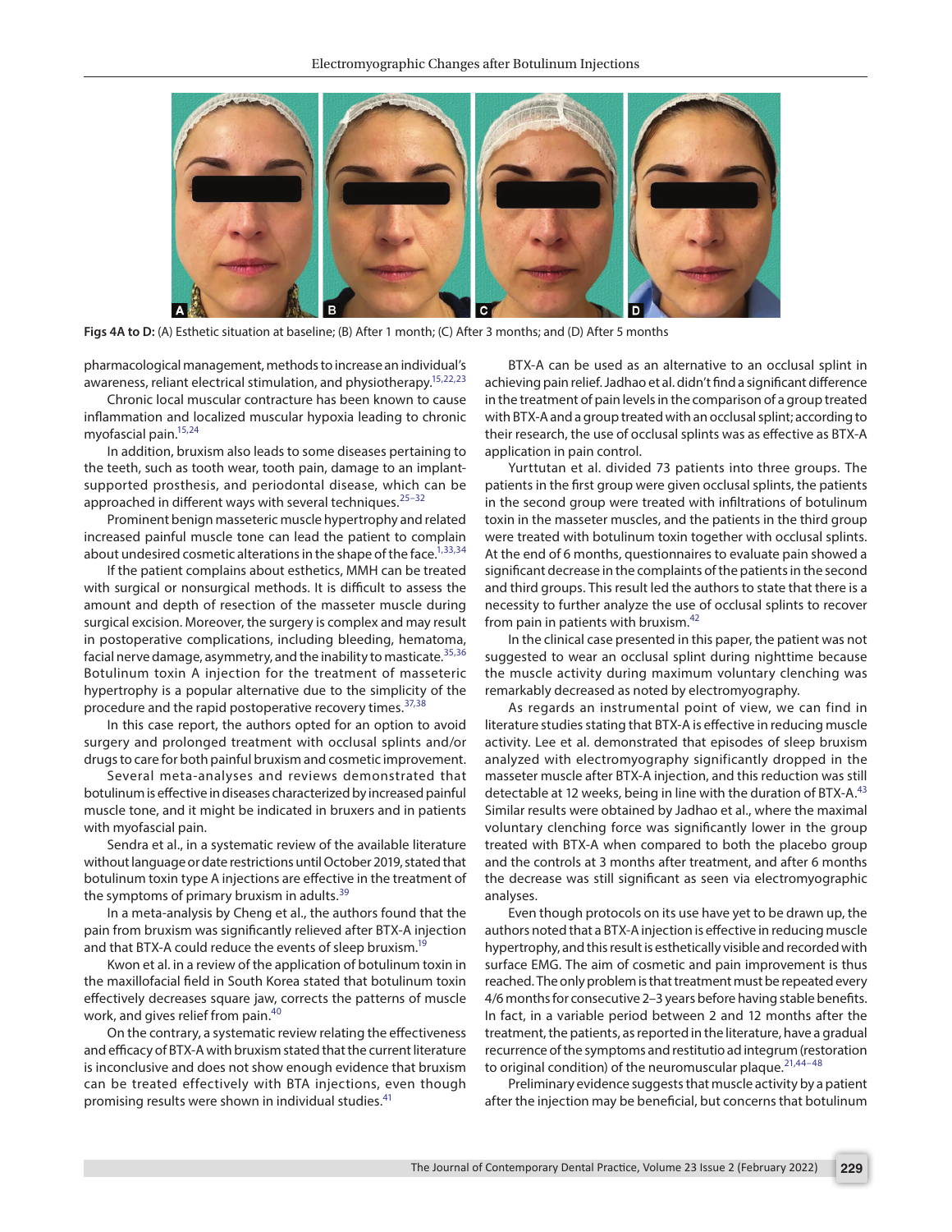Figs 4A to D: (A) Esthetic situation at baseline; (B) After 1 month; (C) After 3 months; and (D) After 5 months

pharmacological management, methods to increase an individual's awareness, reliant electrical stimulation, and physiotherapy.[15,22,23]

Chronic local muscular contracture has been known to cause inflammation and localized muscular hypoxia leading to chronic myofascial pain.[15,24]

In addition, bruxism also leads to some diseases pertaining to the teeth, such as tooth wear, tooth pain, damage to an implant-supported prosthesis, and periodontal disease, which can be approached in different ways with several techniques.[25–32]

Prominent benign masseteric muscle hypertrophy and related increased painful muscle tone can lead the patient to complain about undesired cosmetic alterations in the shape of the face.[1,33,34]

If the patient complains about esthetics, MMH can be treated with surgical or nonsurgical methods. It is difficult to assess the amount and depth of resection of the masseter muscle during surgical excision. Moreover, the surgery is complex and may result in postoperative complications, including bleeding, hematoma, facial nerve damage, asymmetry, and the inability to masticate.[35,36] Botulinum toxin A injection for the treatment of masseteric hypertrophy is a popular alternative due to the simplicity of the procedure and the rapid postoperative recovery times.[37,38]

In this case report, the authors opted for an option to avoid surgery and prolonged treatment with occlusal splints and/or drugs to care for both painful bruxism and cosmetic improvement.

Several meta-analyses and reviews demonstrated that botulinum is effective in diseases characterized by increased painful muscle tone, and it might be indicated in bruxers and in patients with myofascial pain.

Sendra et al., in a systematic review of the available literature without language or date restrictions until October 2019, stated that botulinum toxin type A injections are effective in the treatment of the symptoms of primary bruxism in adults.[39]

In a meta-analysis by Cheng et al., the authors found that the pain from bruxism was significantly relieved after BTX-A injection and that BTX-A could reduce the events of sleep bruxism.[19]

Kwon et al. in a review of the application of botulinum toxin in the maxillofacial field in South Korea stated that botulinum toxin effectively decreases square jaw, corrects the patterns of muscle work, and gives relief from pain.[40]

On the contrary, a systematic review relating the effectiveness and efficacy of BTX-A with bruxism stated that the current literature is inconclusive and does not show enough evidence that bruxism can be treated effectively with BTA injections, even though promising results were shown in individual studies.[41]

BTX-A can be used as an alternative to an occlusal splint in achieving pain relief. Jadhao et al. didn't find a significant difference in the treatment of pain levels in the comparison of a group treated with BTX-A and a group treated with an occlusal splint; according to their research, the use of occlusal splints was as effective as BTX-A application in pain control.

Yurttutan et al. divided 73 patients into three groups. The patients in the first group were given occlusal splints, the patients in the second group were treated with infiltrations of botulinum toxin in the masseter muscles, and the patients in the third group were treated with botulinum toxin together with occlusal splints. At the end of 6 months, questionnaires to evaluate pain showed a significant decrease in the complaints of the patients in the second and third groups. This result led the authors to state that there is a necessity to further analyze the use of occlusal splints to recover from pain in patients with bruxism.[42]

In the clinical case presented in this paper, the patient was not suggested to wear an occlusal splint during nighttime because the muscle activity during maximum voluntary clenching was remarkably decreased as noted by electromyography.

As regards an instrumental point of view, we can find in literature studies stating that BTX-A is effective in reducing muscle activity. Lee et al. demonstrated that episodes of sleep bruxism analyzed with electromyography significantly dropped in the masseter muscle after BTX-A injection, and this reduction was still detectable at 12 weeks, being in line with the duration of BTX-A.[43] Similar results were obtained by Jadhao et al., where the maximal voluntary clenching force was significantly lower in the group treated with BTX-A when compared to both the placebo group and the controls at 3 months after treatment, and after 6 months the decrease was still significant as seen via electromyographic analyses.

Even though protocols on its use have yet to be drawn up, the authors noted that a BTX-A injection is effective in reducing muscle hypertrophy, and this result is esthetically visible and recorded with surface EMG. The aim of cosmetic and pain improvement is thus reached. The only problem is that treatment must be repeated every 4/6 months for consecutive 2–3 years before having stable benefits. In fact, in a variable period between 2 and 12 months after the treatment, the patients, as reported in the literature, have a gradual recurrence of the symptoms and restitutio ad integrum (restoration to original condition) of the neuromuscular plaque.[21,44–48]

Preliminary evidence suggests that muscle activity by a patient after the injection may be beneficial, but concerns that botulinum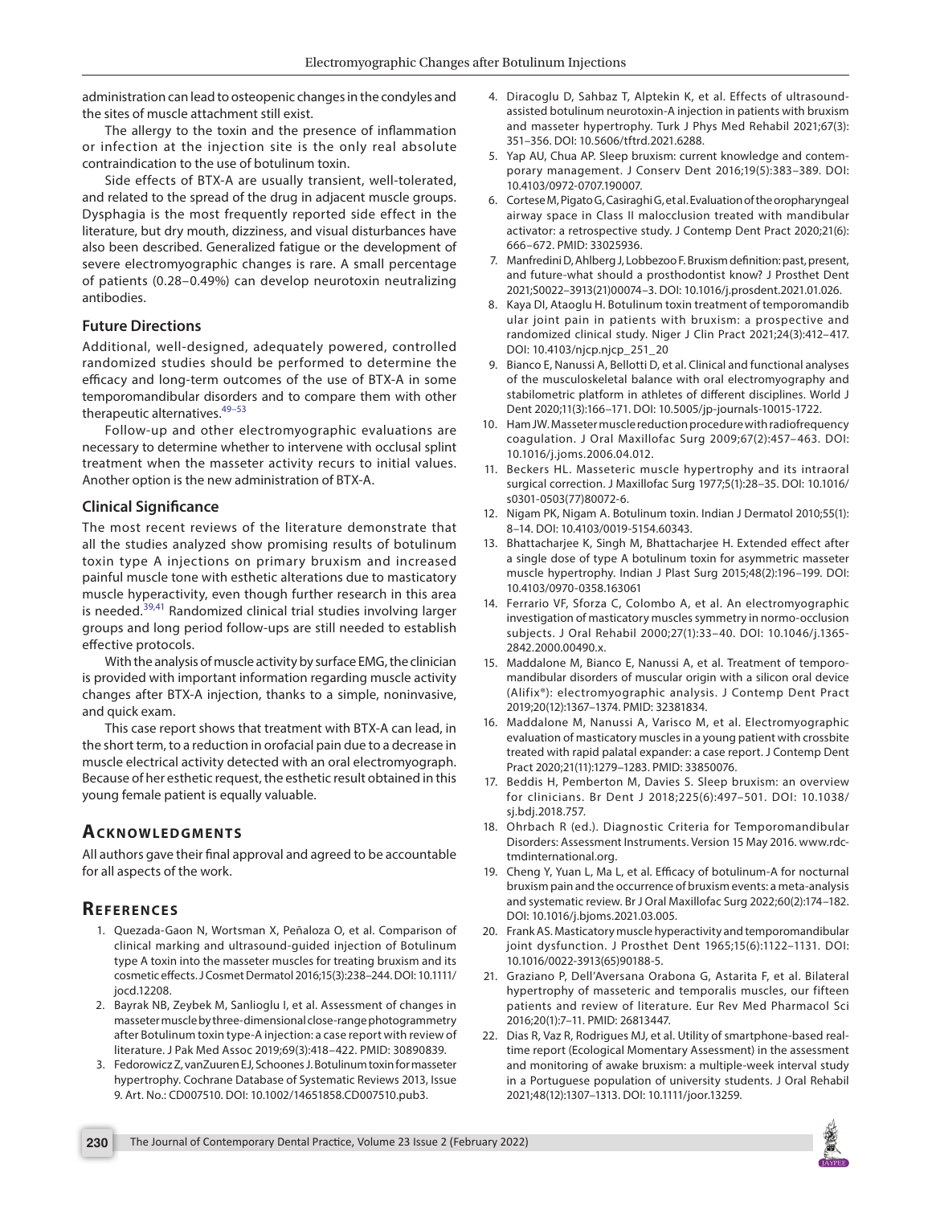administration can lead to osteopenic changes in the condyles and the sites of muscle attachment still exist.

The allergy to the toxin and the presence of inflammation or infection at the injection site is the only real absolute contraindication to the use of botulinum toxin.

Side effects of BTX-A are usually transient, well-tolerated, and related to the spread of the drug in adjacent muscle groups. Dysphagia is the most frequently reported side effect in the literature, but dry mouth, dizziness, and visual disturbances have also been described. Generalized fatigue or the development of severe electromyographic changes is rare. A small percentage of patients (0.28–0.49%) can develop neurotoxin neutralizing antibodies.

### Future Directions

Additional, well-designed, adequately powered, controlled randomized studies should be performed to determine the efficacy and long-term outcomes of the use of BTX-A in some temporomandibular disorders and to compare them with other therapeutic alternatives.[49–53]

Follow-up and other electromyographic evaluations are necessary to determine whether to intervene with occlusal splint treatment when the masseter activity recurs to initial values. Another option is the new administration of BTX-A.

### Clinical Significance

The most recent reviews of the literature demonstrate that all the studies analyzed show promising results of botulinum toxin type A injections on primary bruxism and increased painful muscle tone with esthetic alterations due to masticatory muscle hyperactivity, even though further research in this area is needed.[39,41] Randomized clinical trial studies involving larger groups and long period follow-ups are still needed to establish effective protocols.

With the analysis of muscle activity by surface EMG, the clinician is provided with important information regarding muscle activity changes after BTX-A injection, thanks to a simple, noninvasive, and quick exam.

This case report shows that treatment with BTX-A can lead, in the short term, to a reduction in orofacial pain due to a decrease in muscle electrical activity detected with an oral electromyograph. Because of her esthetic request, the esthetic result obtained in this young female patient is equally valuable.

## Acknowledgments

All authors gave their final approval and agreed to be accountable for all aspects of the work.

## References

1. Quezada-Gaon N, Wortsman X, Peñaloza O, et al. Comparison of clinical marking and ultrasound-guided injection of Botulinum type A toxin into the masseter muscles for treating bruxism and its cosmetic effects. J Cosmet Dermatol 2016;15(3):238–244. DOI: 10.1111/jocd.12208.
2. Bayrak NB, Zeybek M, Sanlioglu I, et al. Assessment of changes in masseter muscle by three-dimensional close-range photogrammetry after Botulinum toxin type-A injection: a case report with review of literature. J Pak Med Assoc 2019;69(3):418–422. PMID: 30890839.
3. Fedorowicz Z, vanZuuren EJ, Schoones J. Botulinum toxin for masseter hypertrophy. Cochrane Database of Systematic Reviews 2013, Issue 9. Art. No.: CD007510. DOI: 10.1002/14651858.CD007510.pub3.
4. Diracoglu D, Sahbaz T, Alptekin K, et al. Effects of ultrasound-assisted botulinum neurotoxin-A injection in patients with bruxism and masseter hypertrophy. Turk J Phys Med Rehabil 2021;67(3): 351–356. DOI: 10.5606/tftrd.2021.6288.
5. Yap AU, Chua AP. Sleep bruxism: current knowledge and contemporary management. J Conserv Dent 2016;19(5):383–389. DOI: 10.4103/0972-0707.190007.
6. Cortese M, Pigato G, Casiraghi G, et al. Evaluation of the oropharyngeal airway space in Class II malocclusion treated with mandibular activator: a retrospective study. J Contemp Dent Pract 2020;21(6): 666–672. PMID: 33025936.
7. Manfredini D, Ahlberg J, Lobbezoo F. Bruxism definition: past, present, and future-what should a prosthodontist know? J Prosthet Dent 2021;S0022–3913(21)00074–3. DOI: 10.1016/j.prosdent.2021.01.026.
8. Kaya DI, Ataoglu H. Botulinum toxin treatment of temporomandibular joint pain in patients with bruxism: a prospective and randomized clinical study. Niger J Clin Pract 2021;24(3):412–417. DOI: 10.4103/njcp.njcp_251_20
9. Bianco E, Nanussi A, Bellotti D, et al. Clinical and functional analyses of the musculoskeletal balance with oral electromyography and stabilometric platform in athletes of different disciplines. World J Dent 2020;11(3):166–171. DOI: 10.5005/jp-journals-10015-1722.
10. Ham JW. Masseter muscle reduction procedure with radiofrequency coagulation. J Oral Maxillofac Surg 2009;67(2):457–463. DOI: 10.1016/j.joms.2006.04.012.
11. Beckers HL. Masseteric muscle hypertrophy and its intraoral surgical correction. J Maxillofac Surg 1977;5(1):28–35. DOI: 10.1016/s0301-0503(77)80072-6.
12. Nigam PK, Nigam A. Botulinum toxin. Indian J Dermatol 2010;55(1): 8–14. DOI: 10.4103/0019-5154.60343.
13. Bhattacharjee K, Singh M, Bhattacharjee H. Extended effect after a single dose of type A botulinum toxin for asymmetric masseter muscle hypertrophy. Indian J Plast Surg 2015;48(2):196–199. DOI: 10.4103/0970-0358.163061
14. Ferrario VF, Sforza C, Colombo A, et al. An electromyographic investigation of masticatory muscles symmetry in normo-occlusion subjects. J Oral Rehabil 2000;27(1):33–40. DOI: 10.1046/j.1365-2842.2000.00490.x.
15. Maddalone M, Bianco E, Nanussi A, et al. Treatment of temporomandibular disorders of muscular origin with a silicon oral device (Alifix®): electromyographic analysis. J Contemp Dent Pract 2019;20(12):1367–1374. PMID: 32381834.
16. Maddalone M, Nanussi A, Varisco M, et al. Electromyographic evaluation of masticatory muscles in a young patient with crossbite treated with rapid palatal expander: a case report. J Contemp Dent Pract 2020;21(11):1279–1283. PMID: 33850076.
17. Beddis H, Pemberton M, Davies S. Sleep bruxism: an overview for clinicians. Br Dent J 2018;225(6):497–501. DOI: 10.1038/sj.bdj.2018.757.
18. Ohrbach R (ed.). Diagnostic Criteria for Temporomandibular Disorders: Assessment Instruments. Version 15 May 2016. www.rdc-tmdinternational.org.
19. Cheng Y, Yuan L, Ma L, et al. Efficacy of botulinum-A for nocturnal bruxism pain and the occurrence of bruxism events: a meta-analysis and systematic review. Br J Oral Maxillofac Surg 2022;60(2):174–182. DOI: 10.1016/j.bjoms.2021.03.005.
20. Frank AS. Masticatory muscle hyperactivity and temporomandibular joint dysfunction. J Prosthet Dent 1965;15(6):1122–1131. DOI: 10.1016/0022-3913(65)90188-5.
21. Graziano P, Dell'Aversana Orabona G, Astarita F, et al. Bilateral hypertrophy of masseteric and temporalis muscles, our fifteen patients and review of literature. Eur Rev Med Pharmacol Sci 2016;20(1):7–11. PMID: 26813447.
22. Dias R, Vaz R, Rodrigues MJ, et al. Utility of smartphone-based real-time report (Ecological Momentary Assessment) in the assessment and monitoring of awake bruxism: a multiple-week interval study in a Portuguese population of university students. J Oral Rehabil 2021;48(12):1307–1313. DOI: 10.1111/joor.13259.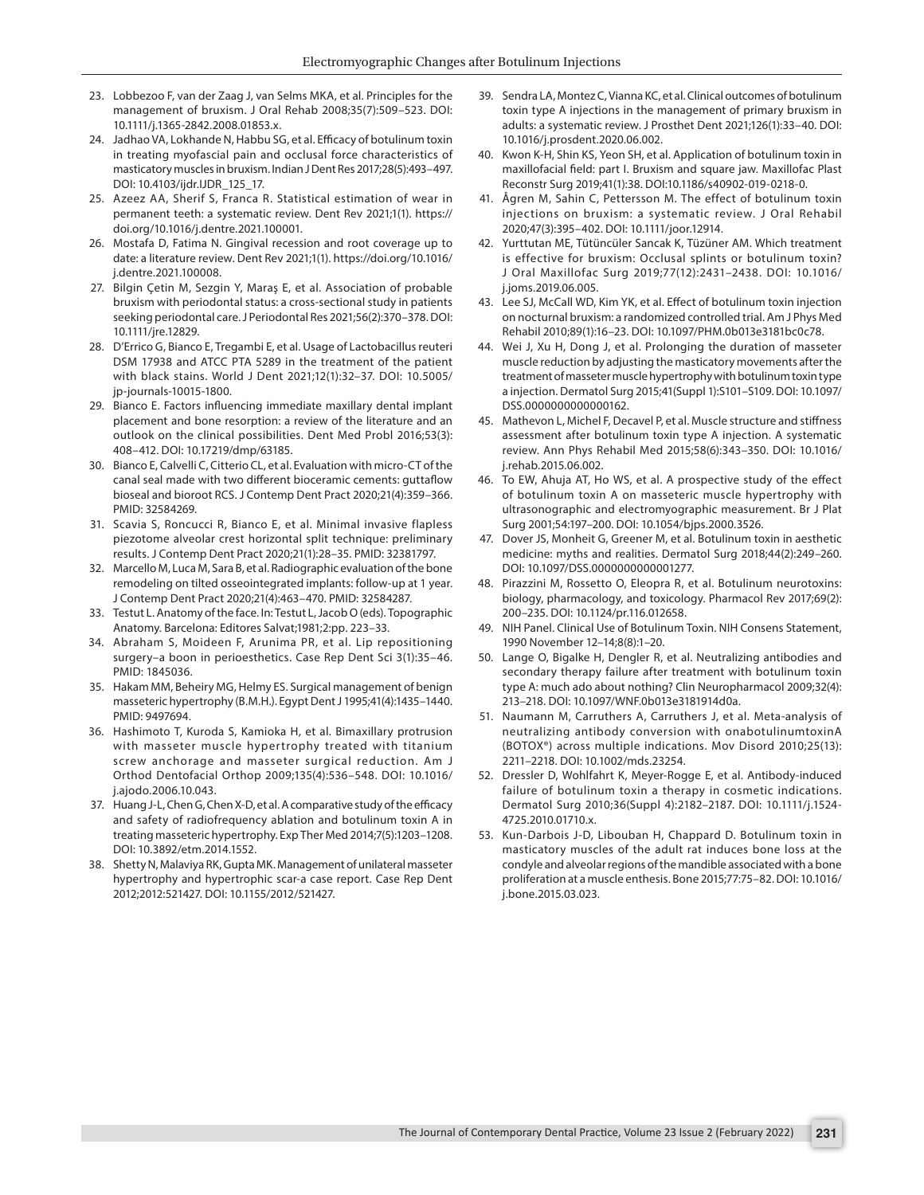23. Lobbezoo F, van der Zaag J, van Selms MKA, et al. Principles for the management of bruxism. J Oral Rehab 2008;35(7):509–523. DOI: 10.1111/j.1365-2842.2008.01853.x.
24. Jadhao VA, Lokhande N, Habbu SG, et al. Efficacy of botulinum toxin in treating myofascial pain and occlusal force characteristics of masticatory muscles in bruxism. Indian J Dent Res 2017;28(5):493–497. DOI: 10.4103/ijdr.IJDR_125_17.
25. Azeez AA, Sherif S, Franca R. Statistical estimation of wear in permanent teeth: a systematic review. Dent Rev 2021;1(1). https://doi.org/10.1016/j.dentre.2021.100001.
26. Mostafa D, Fatima N. Gingival recession and root coverage up to date: a literature review. Dent Rev 2021;1(1). https://doi.org/10.1016/j.dentre.2021.100008.
27. Bilgin Çetin M, Sezgin Y, Maraş E, et al. Association of probable bruxism with periodontal status: a cross-sectional study in patients seeking periodontal care. J Periodontal Res 2021;56(2):370–378. DOI: 10.1111/jre.12829.
28. D'Errico G, Bianco E, Tregambi E, et al. Usage of Lactobacillus reuteri DSM 17938 and ATCC PTA 5289 in the treatment of the patient with black stains. World J Dent 2021;12(1):32–37. DOI: 10.5005/jp-journals-10015-1800.
29. Bianco E. Factors influencing immediate maxillary dental implant placement and bone resorption: a review of the literature and an outlook on the clinical possibilities. Dent Med Probl 2016;53(3):408–412. DOI: 10.17219/dmp/63185.
30. Bianco E, Calvelli C, Citterio CL, et al. Evaluation with micro-CT of the canal seal made with two different bioceramic cements: guttaflow bioseal and bioroot RCS. J Contemp Dent Pract 2020;21(4):359–366. PMID: 32584269.
31. Scavia S, Roncucci R, Bianco E, et al. Minimal invasive flapless piezotome alveolar crest horizontal split technique: preliminary results. J Contemp Dent Pract 2020;21(1):28–35. PMID: 32381797.
32. Marcello M, Luca M, Sara B, et al. Radiographic evaluation of the bone remodeling on tilted osseointegrated implants: follow-up at 1 year. J Contemp Dent Pract 2020;21(4):463–470. PMID: 32584287.
33. Testut L. Anatomy of the face. In: Testut L, Jacob O (eds). Topographic Anatomy. Barcelona: Editores Salvat;1981;2:pp. 223–33.
34. Abraham S, Moideen F, Arunima PR, et al. Lip repositioning surgery–a boon in perioesthetics. Case Rep Dent Sci 3(1):35–46. PMID: 1845036.
35. Hakam MM, Beheiry MG, Helmy ES. Surgical management of benign masseteric hypertrophy (B.M.H.). Egypt Dent J 1995;41(4):1435–1440. PMID: 9497694.
36. Hashimoto T, Kuroda S, Kamioka H, et al. Bimaxillary protrusion with masseter muscle hypertrophy treated with titanium screw anchorage and masseter surgical reduction. Am J Orthod Dentofacial Orthop 2009;135(4):536–548. DOI: 10.1016/j.ajodo.2006.10.043.
37. Huang J-L, Chen G, Chen X-D, et al. A comparative study of the efficacy and safety of radiofrequency ablation and botulinum toxin A in treating masseteric hypertrophy. Exp Ther Med 2014;7(5):1203–1208. DOI: 10.3892/etm.2014.1552.
38. Shetty N, Malaviya RK, Gupta MK. Management of unilateral masseter hypertrophy and hypertrophic scar-a case report. Case Rep Dent 2012;2012:521427. DOI: 10.1155/2012/521427.
39. Sendra LA, Montez C, Vianna KC, et al. Clinical outcomes of botulinum toxin type A injections in the management of primary bruxism in adults: a systematic review. J Prosthet Dent 2021;126(1):33–40. DOI: 10.1016/j.prosdent.2020.06.002.
40. Kwon K-H, Shin KS, Yeon SH, et al. Application of botulinum toxin in maxillofacial field: part I. Bruxism and square jaw. Maxillofac Plast Reconstr Surg 2019;41(1):38. DOI:10.1186/s40902-019-0218-0.
41. Ågren M, Sahin C, Pettersson M. The effect of botulinum toxin injections on bruxism: a systematic review. J Oral Rehabil 2020;47(3):395–402. DOI: 10.1111/joor.12914.
42. Yurttutan ME, Tütüncüler Sancak K, Tüzüner AM. Which treatment is effective for bruxism: Occlusal splints or botulinum toxin? J Oral Maxillofac Surg 2019;77(12):2431–2438. DOI: 10.1016/j.joms.2019.06.005.
43. Lee SJ, McCall WD, Kim YK, et al. Effect of botulinum toxin injection on nocturnal bruxism: a randomized controlled trial. Am J Phys Med Rehabil 2010;89(1):16–23. DOI: 10.1097/PHM.0b013e3181bc0c78.
44. Wei J, Xu H, Dong J, et al. Prolonging the duration of masseter muscle reduction by adjusting the masticatory movements after the treatment of masseter muscle hypertrophy with botulinum toxin type a injection. Dermatol Surg 2015;41(Suppl 1):S101–S109. DOI: 10.1097/DSS.0000000000000162.
45. Mathevon L, Michel F, Decavel P, et al. Muscle structure and stiffness assessment after botulinum toxin type A injection. A systematic review. Ann Phys Rehabil Med 2015;58(6):343–350. DOI: 10.1016/j.rehab.2015.06.002.
46. To EW, Ahuja AT, Ho WS, et al. A prospective study of the effect of botulinum toxin A on masseteric muscle hypertrophy with ultrasonographic and electromyographic measurement. Br J Plat Surg 2001;54:197–200. DOI: 10.1054/bjps.2000.3526.
47. Dover JS, Monheit G, Greener M, et al. Botulinum toxin in aesthetic medicine: myths and realities. Dermatol Surg 2018;44(2):249–260. DOI: 10.1097/DSS.0000000000001277.
48. Pirazzini M, Rossetto O, Eleopra R, et al. Botulinum neurotoxins: biology, pharmacology, and toxicology. Pharmacol Rev 2017;69(2):200–235. DOI: 10.1124/pr.116.012658.
49. NIH Panel. Clinical Use of Botulinum Toxin. NIH Consens Statement, 1990 November 12–14;8(8):1–20.
50. Lange O, Bigalke H, Dengler R, et al. Neutralizing antibodies and secondary therapy failure after treatment with botulinum toxin type A: much ado about nothing? Clin Neuropharmacol 2009;32(4):213–218. DOI: 10.1097/WNF.0b013e3181914d0a.
51. Naumann M, Carruthers A, Carruthers J, et al. Meta-analysis of neutralizing antibody conversion with onabotulinumtoxinA (BOTOX®) across multiple indications. Mov Disord 2010;25(13):2211–2218. DOI: 10.1002/mds.23254.
52. Dressler D, Wohlfahrt K, Meyer-Rogge E, et al. Antibody-induced failure of botulinum toxin a therapy in cosmetic indications. Dermatol Surg 2010;36(Suppl 4):2182–2187. DOI: 10.1111/j.1524-4725.2010.01710.x.
53. Kun-Darbois J-D, Libouban H, Chappard D. Botulinum toxin in masticatory muscles of the adult rat induces bone loss at the condyle and alveolar regions of the mandible associated with a bone proliferation at a muscle enthesis. Bone 2015;77:75–82. DOI: 10.1016/j.bone.2015.03.023.